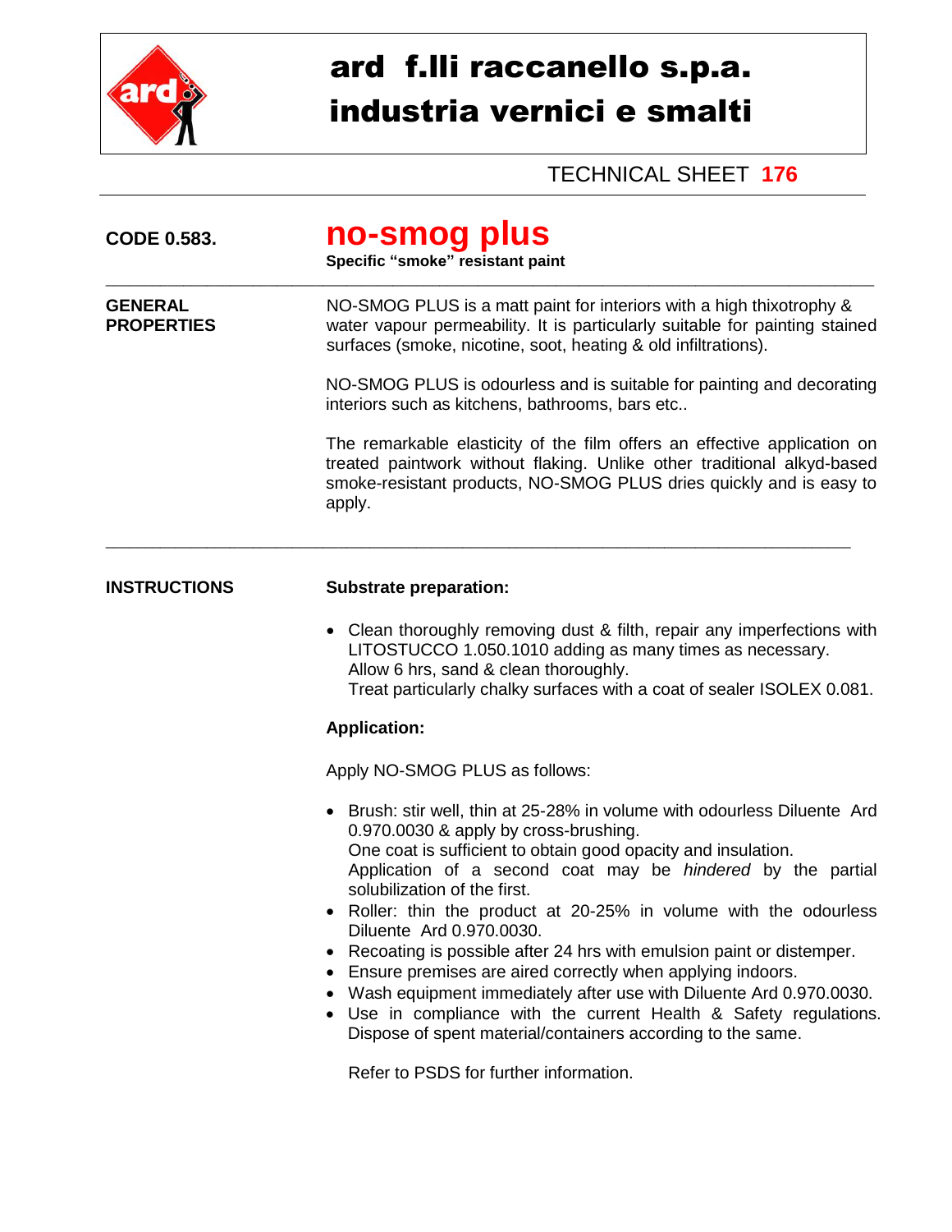# ard f.lli raccanello s.p.a.
# industria vernici e smalti

TECHNICAL SHEET **176**

**CODE 0.583.**

## no-smog plus

**Specific "smoke" resistant paint**

---

**GENERAL PROPERTIES**

NO-SMOG PLUS is a matt paint for interiors with a high thixotrophy & water vapour permeability. It is particularly suitable for painting stained surfaces (smoke, nicotine, soot, heating & old infiltrations).

NO-SMOG PLUS is odourless and is suitable for painting and decorating interiors such as kitchens, bathrooms, bars etc..

The remarkable elasticity of the film offers an effective application on treated paintwork without flaking. Unlike other traditional alkyd-based smoke-resistant products, NO-SMOG PLUS dries quickly and is easy to apply.

---

**INSTRUCTIONS**

**Substrate preparation:**

- Clean thoroughly removing dust & filth, repair any imperfections with LITOSTUCCO 1.050.1010 adding as many times as necessary.
  Allow 6 hrs, sand & clean thoroughly.
  Treat particularly chalky surfaces with a coat of sealer ISOLEX 0.081.

**Application:**

Apply NO-SMOG PLUS as follows:

- Brush: stir well, thin at 25-28% in volume with odourless Diluente Ard 0.970.0030 & apply by cross-brushing.
  One coat is sufficient to obtain good opacity and insulation.
  Application of a second coat may be *hindered* by the partial solubilization of the first.
- Roller: thin the product at 20-25% in volume with the odourless Diluente Ard 0.970.0030.
- Recoating is possible after 24 hrs with emulsion paint or distemper.
- Ensure premises are aired correctly when applying indoors.
- Wash equipment immediately after use with Diluente Ard 0.970.0030.
- Use in compliance with the current Health & Safety regulations. Dispose of spent material/containers according to the same.

  Refer to PSDS for further information.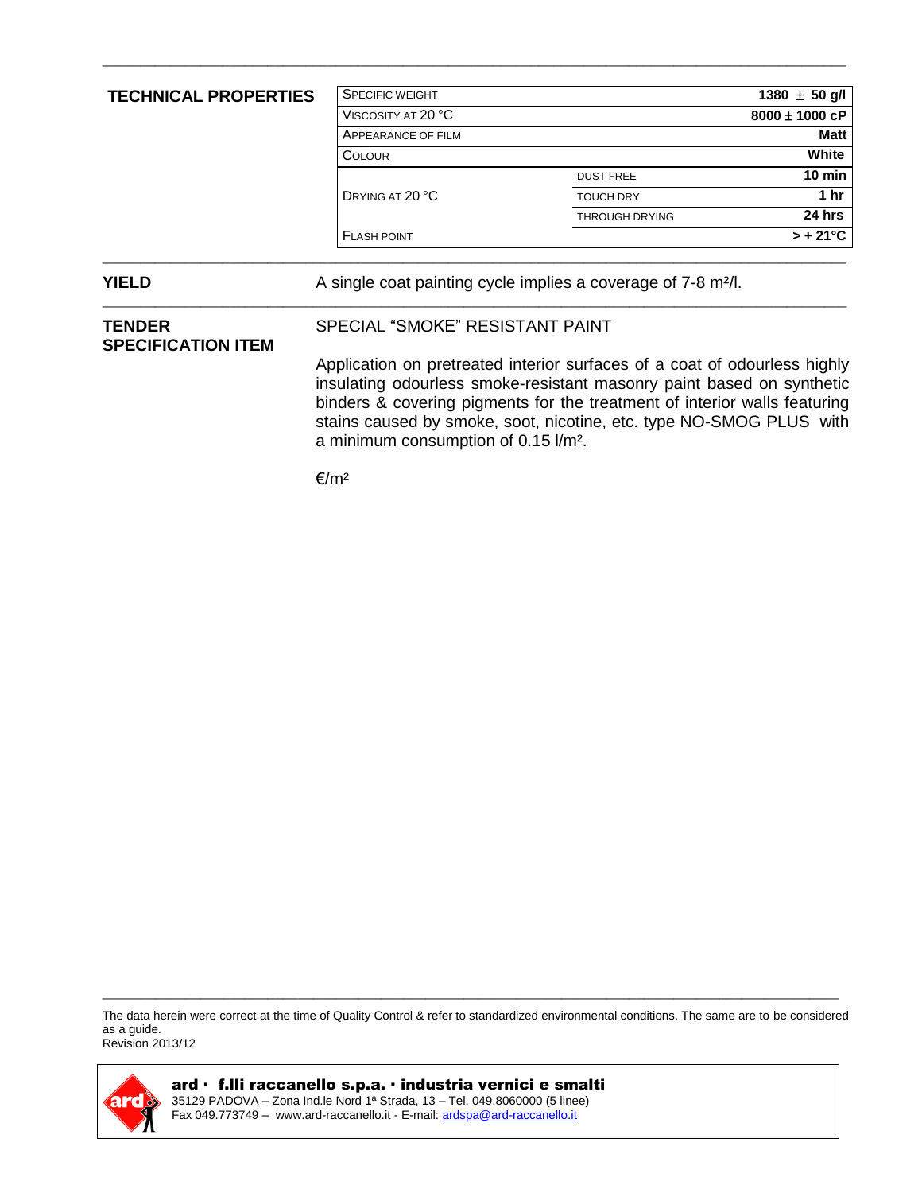## TECHNICAL PROPERTIES

| | | |
|---|---|---|
| SPECIFIC WEIGHT | | **1380 ± 50 g/l** |
| VISCOSITY AT 20 °C | | **8000 ± 1000 cP** |
| APPEARANCE OF FILM | | **Matt** |
| COLOUR | | **White** |
| DRYING AT 20 °C | DUST FREE | **10 min** |
| | TOUCH DRY | **1 hr** |
| | THROUGH DRYING | **24 hrs** |
| FLASH POINT | | **> + 21°C** |

## YIELD

A single coat painting cycle implies a coverage of 7-8 m²/l.

## TENDER SPECIFICATION ITEM

SPECIAL "SMOKE" RESISTANT PAINT

Application on pretreated interior surfaces of a coat of odourless highly insulating odourless smoke-resistant masonry paint based on synthetic binders & covering pigments for the treatment of interior walls featuring stains caused by smoke, soot, nicotine, etc. type NO-SMOG PLUS with a minimum consumption of 0.15 l/m².

€/m²

The data herein were correct at the time of Quality Control & refer to standardized environmental conditions. The same are to be considered as a guide.
Revision 2013/12

**ard · f.lli raccanello s.p.a. · industria vernici e smalti**
35129 PADOVA – Zona Ind.le Nord 1ª Strada, 13 – Tel. 049.8060000 (5 linee)
Fax 049.773749 – www.ard-raccanello.it - E-mail: ardspa@ard-raccanello.it